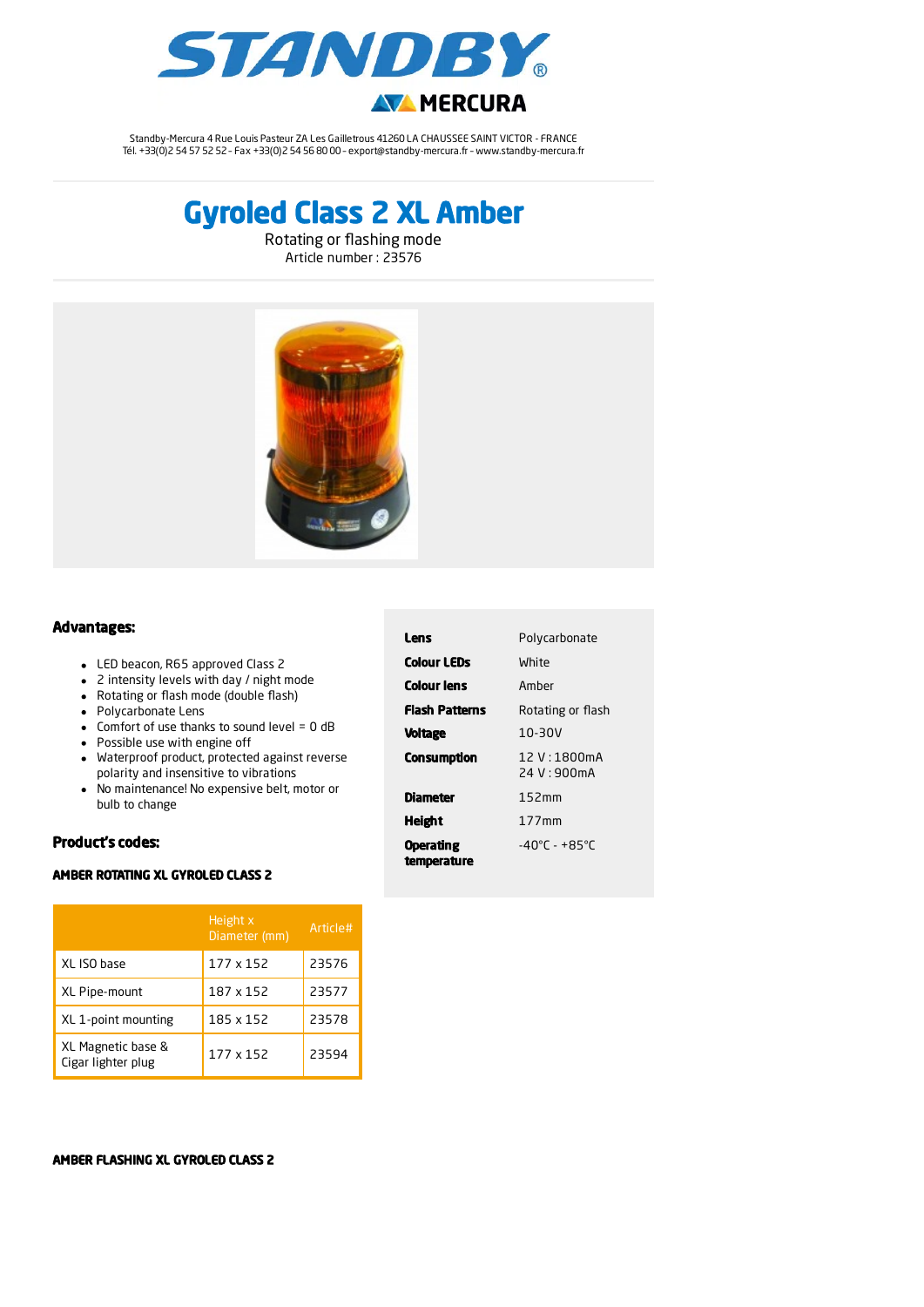# STANDBY

MERCURA

Standby-Mercura 4 Rue Louis Pasteur ZA Les Gailletrous 41260 LA CHAUSSEE SAINT VICTOR - FRANCE
Tél. +33(0)2 54 57 52 52 - Fax +33(0)2 54 56 80 00 - export@standby-mercura.fr - www.standby-mercura.fr

# Gyroled Class 2 XL Amber

Rotating or flashing mode
Article number : 23576

## Advantages:

- LED beacon, R65 approved Class 2
- 2 intensity levels with day / night mode
- Rotating or flash mode (double flash)
- Polycarbonate Lens
- Comfort of use thanks to sound level = 0 dB
- Possible use with engine off
- Waterproof product, protected against reverse polarity and insensitive to vibrations
- No maintenance! No expensive belt, motor or bulb to change

| | |
|---|---|
| **Lens** | Polycarbonate |
| **Colour LEDs** | White |
| **Colour lens** | Amber |
| **Flash Patterns** | Rotating or flash |
| **Voltage** | 10-30V |
| **Consumption** | 12 V : 1800mA<br>24 V : 900mA |
| **Diameter** | 152mm |
| **Height** | 177mm |
| **Operating temperature** | -40°C - +85°C |

## Product's codes:

### AMBER ROTATING XL GYROLED CLASS 2

| | Height x Diameter (mm) | Article# |
|---|---|---|
| XL ISO base | 177 x 152 | 23576 |
| XL Pipe-mount | 187 x 152 | 23577 |
| XL 1-point mounting | 185 x 152 | 23578 |
| XL Magnetic base & Cigar lighter plug | 177 x 152 | 23594 |

### AMBER FLASHING XL GYROLED CLASS 2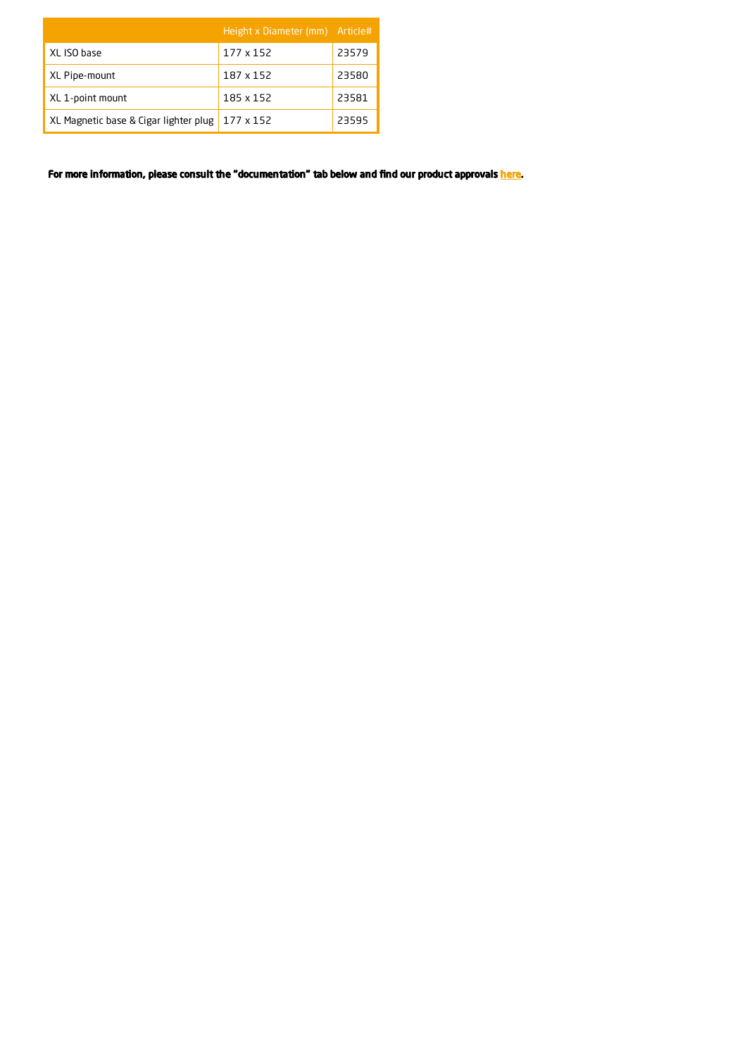| | Height x Diameter (mm) | Article# |
|---|---|---|
| XL ISO base | 177 x 152 | 23579 |
| XL Pipe-mount | 187 x 152 | 23580 |
| XL 1-point mount | 185 x 152 | 23581 |
| XL Magnetic base & Cigar lighter plug | 177 x 152 | 23595 |

**For more information, please consult the "documentation" tab below and find our product approvals here.**